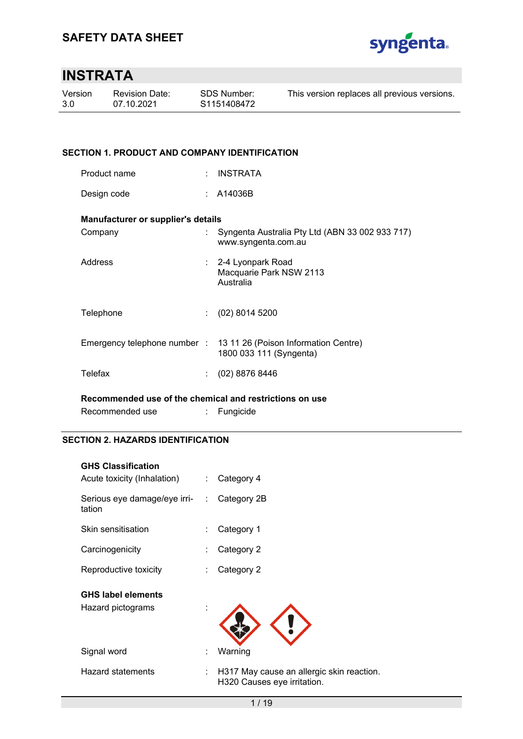# SAFETY DATA SHEET

## INSTRATA

| Version | Revision Date: | SDS Number: | This version replaces all previous versions. |
|---|---|---|---|
| 3.0 | 07.10.2021 | S1151408472 | |

### SECTION 1. PRODUCT AND COMPANY IDENTIFICATION

Product name : INSTRATA

Design code : A14036B

**Manufacturer or supplier's details**

Company : Syngenta Australia Pty Ltd (ABN 33 002 933 717)
www.syngenta.com.au

Address : 2-4 Lyonpark Road
Macquarie Park NSW 2113
Australia

Telephone : (02) 8014 5200

Emergency telephone number : 13 11 26 (Poison Information Centre)
1800 033 111 (Syngenta)

Telefax : (02) 8876 8446

**Recommended use of the chemical and restrictions on use**

Recommended use : Fungicide

### SECTION 2. HAZARDS IDENTIFICATION

**GHS Classification**

Acute toxicity (Inhalation) : Category 4

Serious eye damage/eye irritation : Category 2B

Skin sensitisation : Category 1

Carcinogenicity : Category 2

Reproductive toxicity : Category 2

**GHS label elements**

Hazard pictograms :

Signal word : Warning

Hazard statements : H317 May cause an allergic skin reaction.
H320 Causes eye irritation.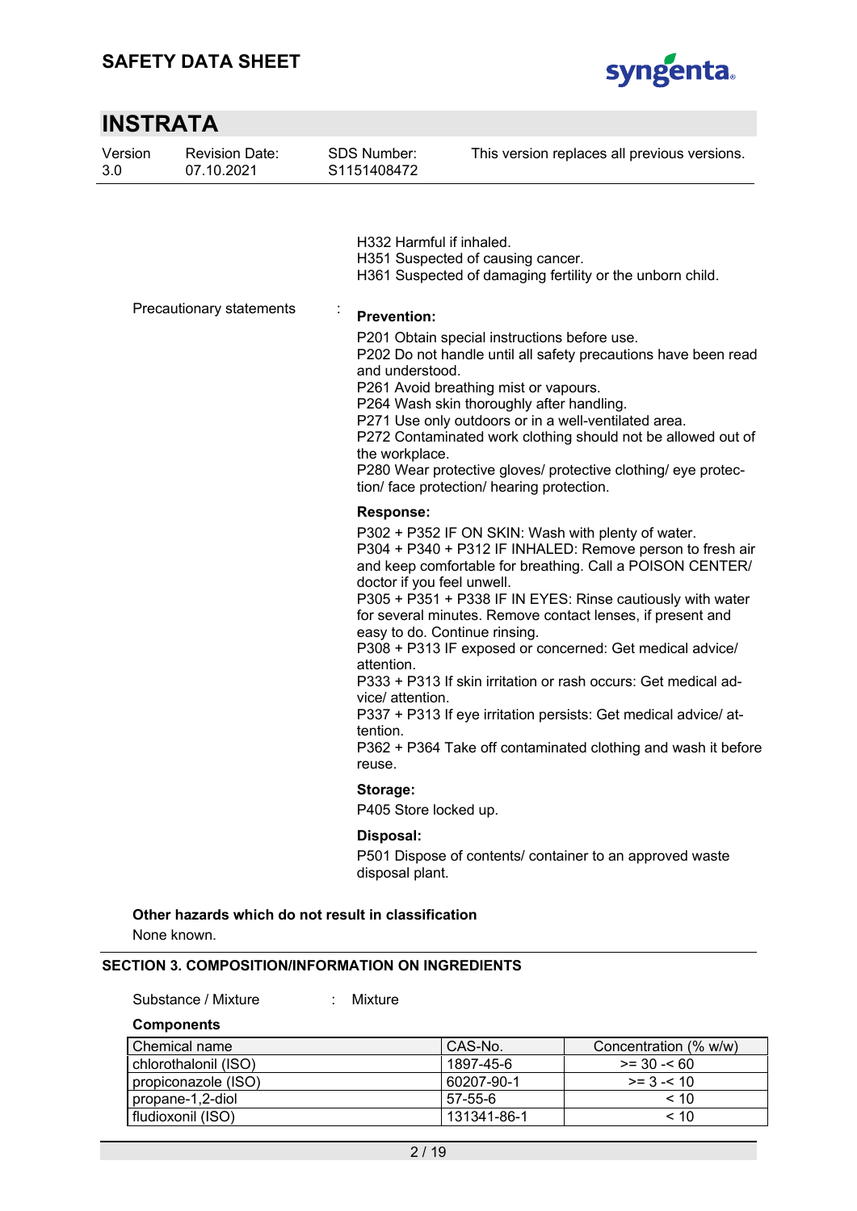H332 Harmful if inhaled.
H351 Suspected of causing cancer.
H361 Suspected of damaging fertility or the unborn child.

Precautionary statements :

**Prevention:**

P201 Obtain special instructions before use.
P202 Do not handle until all safety precautions have been read and understood.
P261 Avoid breathing mist or vapours.
P264 Wash skin thoroughly after handling.
P271 Use only outdoors or in a well-ventilated area.
P272 Contaminated work clothing should not be allowed out of the workplace.
P280 Wear protective gloves/ protective clothing/ eye protection/ face protection/ hearing protection.

**Response:**

P302 + P352 IF ON SKIN: Wash with plenty of water.
P304 + P340 + P312 IF INHALED: Remove person to fresh air and keep comfortable for breathing. Call a POISON CENTER/ doctor if you feel unwell.
P305 + P351 + P338 IF IN EYES: Rinse cautiously with water for several minutes. Remove contact lenses, if present and easy to do. Continue rinsing.
P308 + P313 IF exposed or concerned: Get medical advice/ attention.
P333 + P313 If skin irritation or rash occurs: Get medical advice/ attention.
P337 + P313 If eye irritation persists: Get medical advice/ attention.
P362 + P364 Take off contaminated clothing and wash it before reuse.

**Storage:**

P405 Store locked up.

**Disposal:**

P501 Dispose of contents/ container to an approved waste disposal plant.

**Other hazards which do not result in classification**

None known.

## SECTION 3. COMPOSITION/INFORMATION ON INGREDIENTS

Substance / Mixture : Mixture

**Components**

| Chemical name | CAS-No. | Concentration (% w/w) |
|---|---|---|
| chlorothalonil (ISO) | 1897-45-6 | >= 30 -< 60 |
| propiconazole (ISO) | 60207-90-1 | >= 3 -< 10 |
| propane-1,2-diol | 57-55-6 | < 10 |
| fludioxonil (ISO) | 131341-86-1 | < 10 |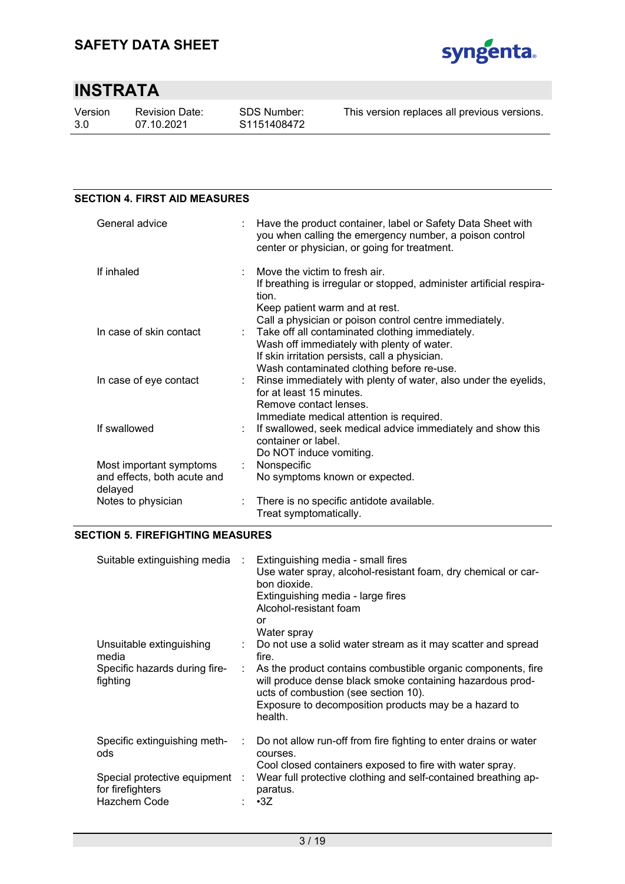## SECTION 4. FIRST AID MEASURES

| | |
|---|---|
| General advice | Have the product container, label or Safety Data Sheet with you when calling the emergency number, a poison control center or physician, or going for treatment. |
| If inhaled | Move the victim to fresh air.<br>If breathing is irregular or stopped, administer artificial respiration.<br>Keep patient warm and at rest.<br>Call a physician or poison control centre immediately. |
| In case of skin contact | Take off all contaminated clothing immediately.<br>Wash off immediately with plenty of water.<br>If skin irritation persists, call a physician.<br>Wash contaminated clothing before re-use. |
| In case of eye contact | Rinse immediately with plenty of water, also under the eyelids, for at least 15 minutes.<br>Remove contact lenses.<br>Immediate medical attention is required. |
| If swallowed | If swallowed, seek medical advice immediately and show this container or label.<br>Do NOT induce vomiting. |
| Most important symptoms and effects, both acute and delayed | Nonspecific<br>No symptoms known or expected. |
| Notes to physician | There is no specific antidote available.<br>Treat symptomatically. |

## SECTION 5. FIREFIGHTING MEASURES

| | |
|---|---|
| Suitable extinguishing media | Extinguishing media - small fires<br>Use water spray, alcohol-resistant foam, dry chemical or carbon dioxide.<br>Extinguishing media - large fires<br>Alcohol-resistant foam<br>or<br>Water spray |
| Unsuitable extinguishing media | Do not use a solid water stream as it may scatter and spread fire. |
| Specific hazards during firefighting | As the product contains combustible organic components, fire will produce dense black smoke containing hazardous products of combustion (see section 10).<br>Exposure to decomposition products may be a hazard to health. |
| Specific extinguishing methods | Do not allow run-off from fire fighting to enter drains or water courses.<br>Cool closed containers exposed to fire with water spray. |
| Special protective equipment for firefighters | Wear full protective clothing and self-contained breathing apparatus. |
| Hazchem Code | •3Z |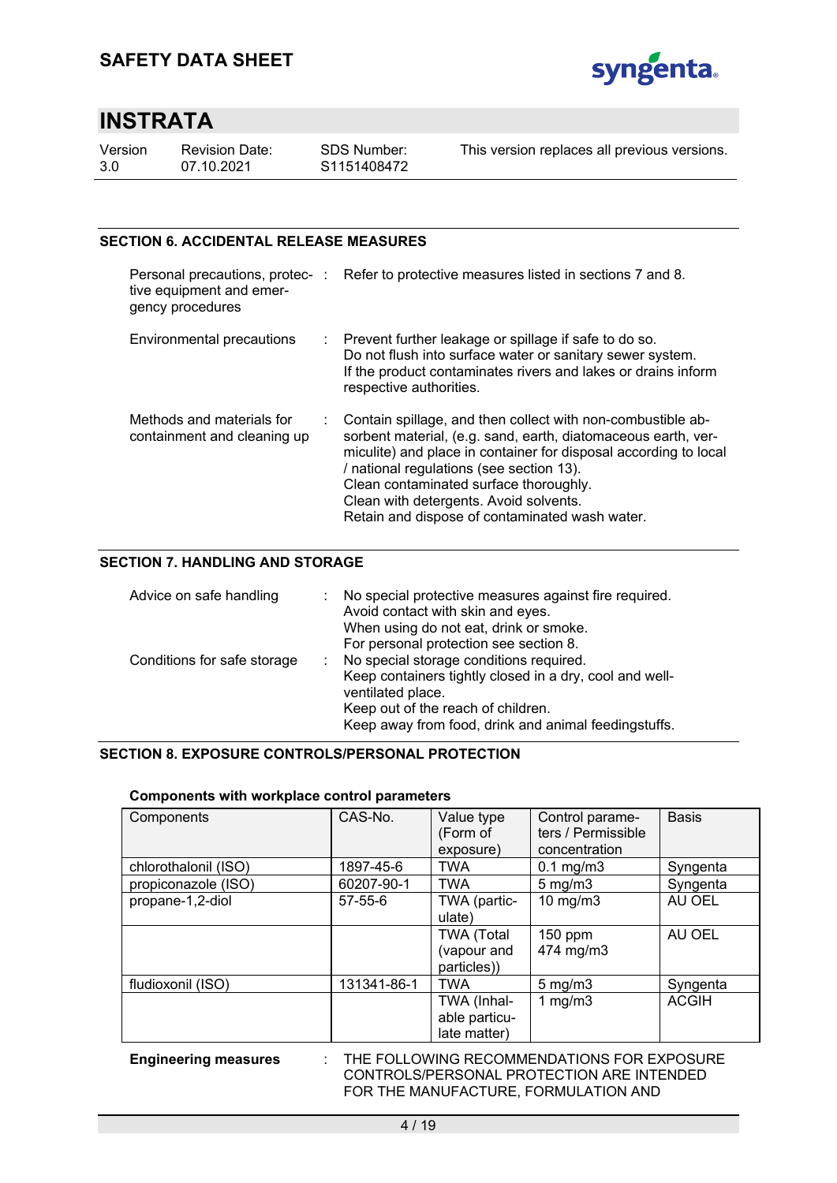## SECTION 6. ACCIDENTAL RELEASE MEASURES

Personal precautions, protective equipment and emergency procedures : Refer to protective measures listed in sections 7 and 8.

Environmental precautions : Prevent further leakage or spillage if safe to do so.
Do not flush into surface water or sanitary sewer system.
If the product contaminates rivers and lakes or drains inform respective authorities.

Methods and materials for containment and cleaning up : Contain spillage, and then collect with non-combustible absorbent material, (e.g. sand, earth, diatomaceous earth, vermiculite) and place in container for disposal according to local / national regulations (see section 13).
Clean contaminated surface thoroughly.
Clean with detergents. Avoid solvents.
Retain and dispose of contaminated wash water.

## SECTION 7. HANDLING AND STORAGE

Advice on safe handling : No special protective measures against fire required.
Avoid contact with skin and eyes.
When using do not eat, drink or smoke.
For personal protection see section 8.

Conditions for safe storage : No special storage conditions required.
Keep containers tightly closed in a dry, cool and well-ventilated place.
Keep out of the reach of children.
Keep away from food, drink and animal feedingstuffs.

## SECTION 8. EXPOSURE CONTROLS/PERSONAL PROTECTION

**Components with workplace control parameters**

| Components | CAS-No. | Value type (Form of exposure) | Control parameters / Permissible concentration | Basis |
|---|---|---|---|---|
| chlorothalonil (ISO) | 1897-45-6 | TWA | 0.1 mg/m3 | Syngenta |
| propiconazole (ISO) | 60207-90-1 | TWA | 5 mg/m3 | Syngenta |
| propane-1,2-diol | 57-55-6 | TWA (particulate) | 10 mg/m3 | AU OEL |
| | | TWA (Total (vapour and particles)) | 150 ppm<br>474 mg/m3 | AU OEL |
| fludioxonil (ISO) | 131341-86-1 | TWA | 5 mg/m3 | Syngenta |
| | | TWA (Inhalable particulate matter) | 1 mg/m3 | ACGIH |

**Engineering measures** : THE FOLLOWING RECOMMENDATIONS FOR EXPOSURE CONTROLS/PERSONAL PROTECTION ARE INTENDED FOR THE MANUFACTURE, FORMULATION AND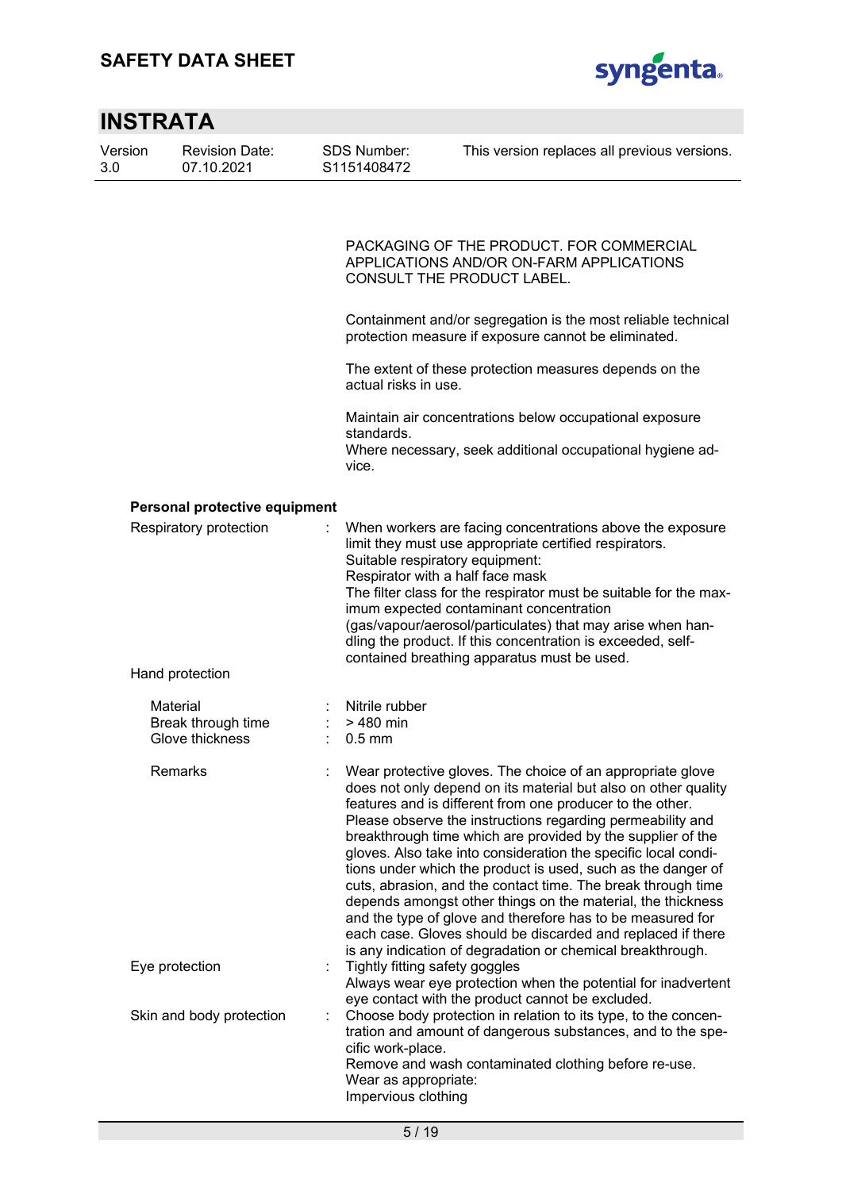PACKAGING OF THE PRODUCT. FOR COMMERCIAL APPLICATIONS AND/OR ON-FARM APPLICATIONS CONSULT THE PRODUCT LABEL.

Containment and/or segregation is the most reliable technical protection measure if exposure cannot be eliminated.

The extent of these protection measures depends on the actual risks in use.

Maintain air concentrations below occupational exposure standards.
Where necessary, seek additional occupational hygiene advice.

**Personal protective equipment**

Respiratory protection : When workers are facing concentrations above the exposure limit they must use appropriate certified respirators.
Suitable respiratory equipment:
Respirator with a half face mask
The filter class for the respirator must be suitable for the maximum expected contaminant concentration (gas/vapour/aerosol/particulates) that may arise when handling the product. If this concentration is exceeded, self-contained breathing apparatus must be used.

Hand protection

Material : Nitrile rubber
Break through time : > 480 min
Glove thickness : 0.5 mm

Remarks : Wear protective gloves. The choice of an appropriate glove does not only depend on its material but also on other quality features and is different from one producer to the other. Please observe the instructions regarding permeability and breakthrough time which are provided by the supplier of the gloves. Also take into consideration the specific local conditions under which the product is used, such as the danger of cuts, abrasion, and the contact time. The break through time depends amongst other things on the material, the thickness and the type of glove and therefore has to be measured for each case. Gloves should be discarded and replaced if there is any indication of degradation or chemical breakthrough.

Eye protection : Tightly fitting safety goggles
Always wear eye protection when the potential for inadvertent eye contact with the product cannot be excluded.

Skin and body protection : Choose body protection in relation to its type, to the concentration and amount of dangerous substances, and to the specific work-place.
Remove and wash contaminated clothing before re-use.
Wear as appropriate:
Impervious clothing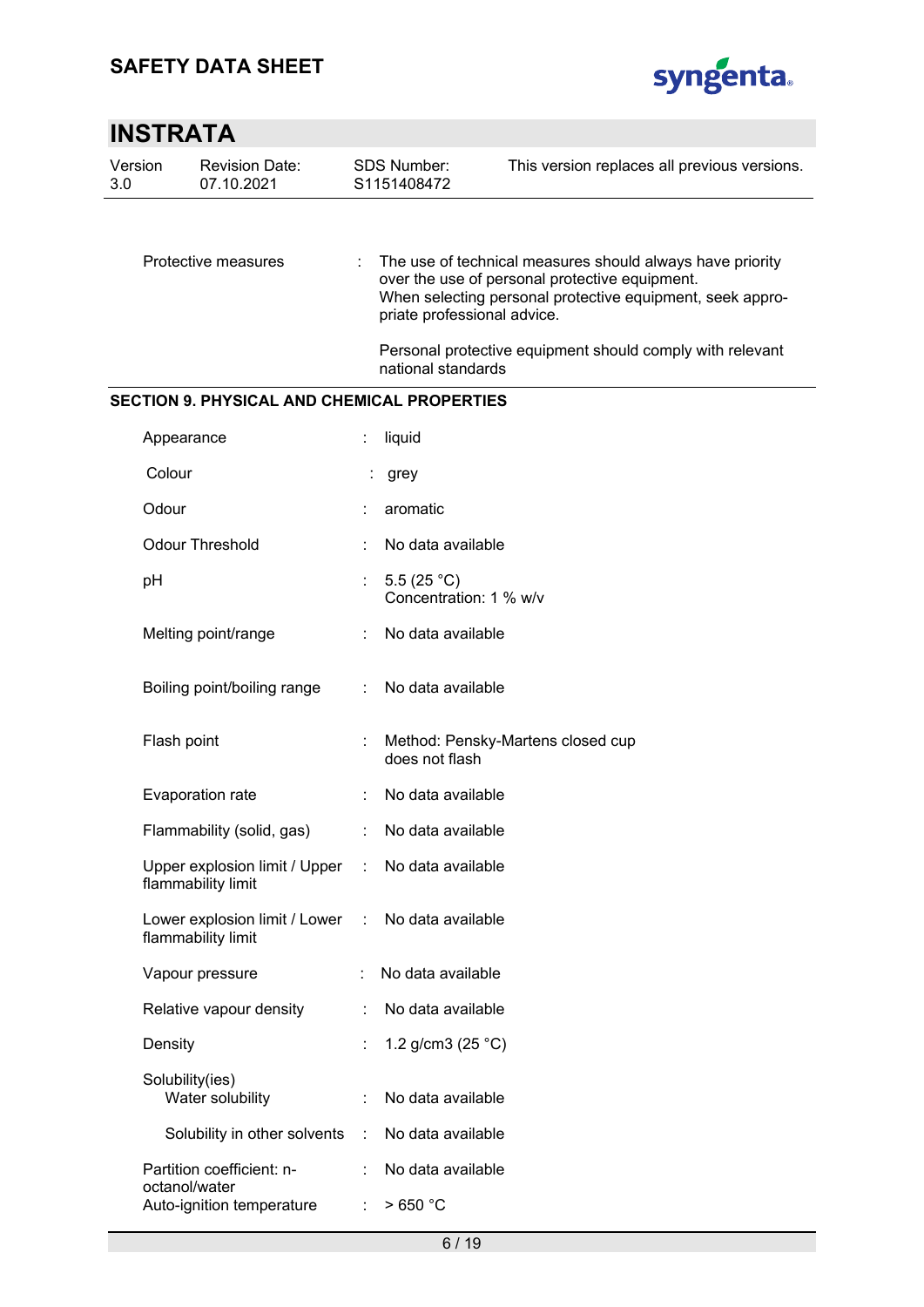| | | |
|---|---|---|
| Protective measures | : | The use of technical measures should always have priority over the use of personal protective equipment.<br>When selecting personal protective equipment, seek appropriate professional advice.<br><br>Personal protective equipment should comply with relevant national standards |

## SECTION 9. PHYSICAL AND CHEMICAL PROPERTIES

| | | |
|---|---|---|
| Appearance | : | liquid |
| Colour | : | grey |
| Odour | : | aromatic |
| Odour Threshold | : | No data available |
| pH | : | 5.5 (25 °C)<br>Concentration: 1 % w/v |
| Melting point/range | : | No data available |
| Boiling point/boiling range | : | No data available |
| Flash point | : | Method: Pensky-Martens closed cup<br>does not flash |
| Evaporation rate | : | No data available |
| Flammability (solid, gas) | : | No data available |
| Upper explosion limit / Upper flammability limit | : | No data available |
| Lower explosion limit / Lower flammability limit | : | No data available |
| Vapour pressure | : | No data available |
| Relative vapour density | : | No data available |
| Density | : | 1.2 g/cm3 (25 °C) |
| Solubility(ies)<br>Water solubility | : | No data available |
| Solubility in other solvents | : | No data available |
| Partition coefficient: n-octanol/water | : | No data available |
| Auto-ignition temperature | : | > 650 °C |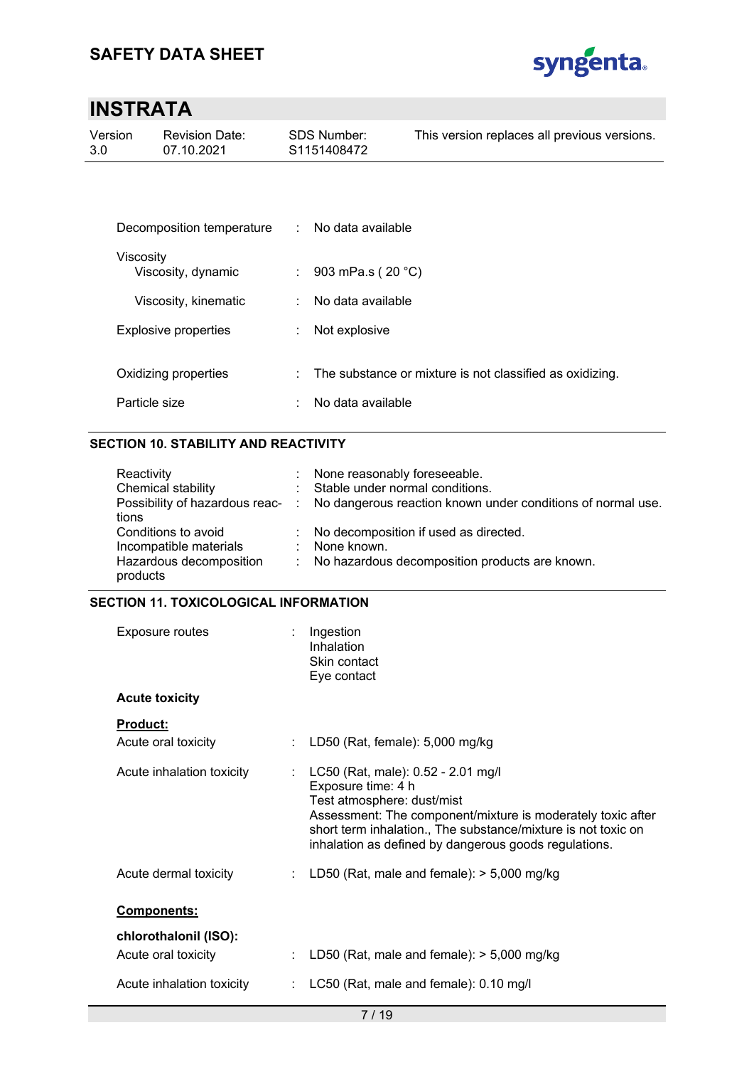| | | |
|---|---|---|
| Decomposition temperature | : | No data available |
| Viscosity | | |
| Viscosity, dynamic | : | 903 mPa.s ( 20 °C) |
| Viscosity, kinematic | : | No data available |
| Explosive properties | : | Not explosive |
| Oxidizing properties | : | The substance or mixture is not classified as oxidizing. |
| Particle size | : | No data available |

## SECTION 10. STABILITY AND REACTIVITY

| | | |
|---|---|---|
| Reactivity | : | None reasonably foreseeable. |
| Chemical stability | : | Stable under normal conditions. |
| Possibility of hazardous reactions | : | No dangerous reaction known under conditions of normal use. |
| Conditions to avoid | : | No decomposition if used as directed. |
| Incompatible materials | : | None known. |
| Hazardous decomposition products | : | No hazardous decomposition products are known. |

## SECTION 11. TOXICOLOGICAL INFORMATION

Exposure routes : Ingestion
Inhalation
Skin contact
Eye contact

**Acute toxicity**

**Product:**

| | | |
|---|---|---|
| Acute oral toxicity | : | LD50 (Rat, female): 5,000 mg/kg |
| Acute inhalation toxicity | : | LC50 (Rat, male): 0.52 - 2.01 mg/l<br>Exposure time: 4 h<br>Test atmosphere: dust/mist<br>Assessment: The component/mixture is moderately toxic after short term inhalation., The substance/mixture is not toxic on inhalation as defined by dangerous goods regulations. |
| Acute dermal toxicity | : | LD50 (Rat, male and female): > 5,000 mg/kg |

**Components:**

**chlorothalonil (ISO):**

| | | |
|---|---|---|
| Acute oral toxicity | : | LD50 (Rat, male and female): > 5,000 mg/kg |
| Acute inhalation toxicity | : | LC50 (Rat, male and female): 0.10 mg/l |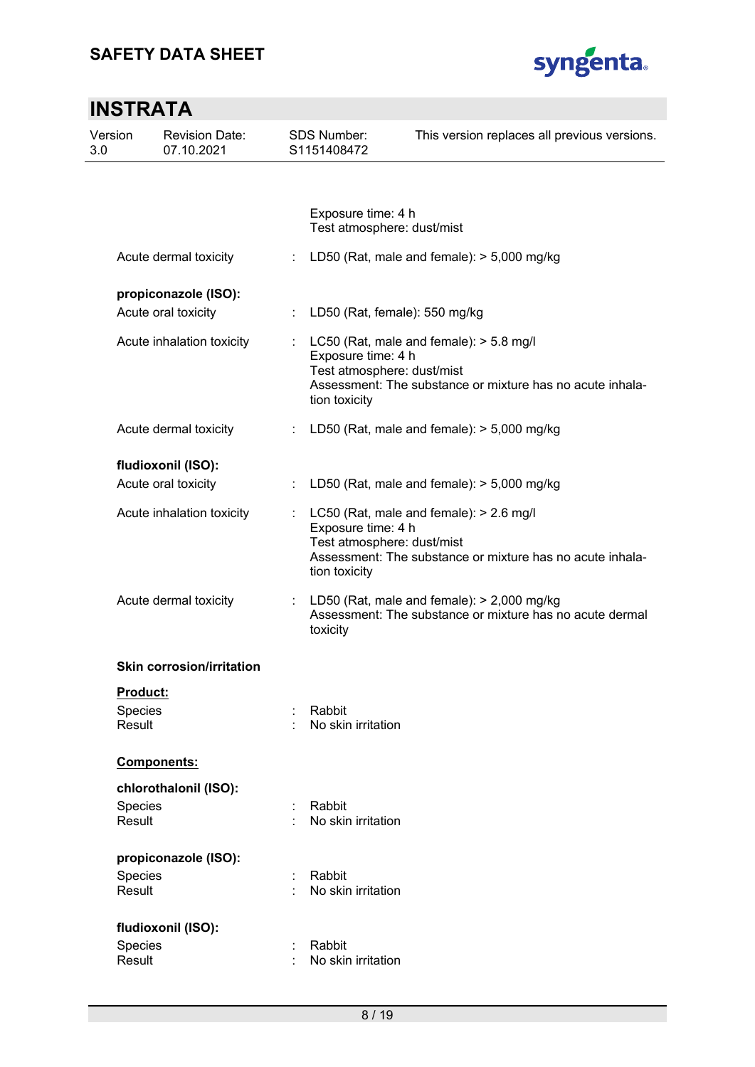Exposure time: 4 h
Test atmosphere: dust/mist

Acute dermal toxicity : LD50 (Rat, male and female): > 5,000 mg/kg

**propiconazole (ISO):**

Acute oral toxicity : LD50 (Rat, female): 550 mg/kg

Acute inhalation toxicity : LC50 (Rat, male and female): > 5.8 mg/l
Exposure time: 4 h
Test atmosphere: dust/mist
Assessment: The substance or mixture has no acute inhalation toxicity

Acute dermal toxicity : LD50 (Rat, male and female): > 5,000 mg/kg

**fludioxonil (ISO):**

Acute oral toxicity : LD50 (Rat, male and female): > 5,000 mg/kg

Acute inhalation toxicity : LC50 (Rat, male and female): > 2.6 mg/l
Exposure time: 4 h
Test atmosphere: dust/mist
Assessment: The substance or mixture has no acute inhalation toxicity

Acute dermal toxicity : LD50 (Rat, male and female): > 2,000 mg/kg
Assessment: The substance or mixture has no acute dermal toxicity

**Skin corrosion/irritation**

**Product:**

Species : Rabbit
Result : No skin irritation

**Components:**

**chlorothalonil (ISO):**

Species : Rabbit
Result : No skin irritation

**propiconazole (ISO):**

Species : Rabbit
Result : No skin irritation

**fludioxonil (ISO):**

Species : Rabbit
Result : No skin irritation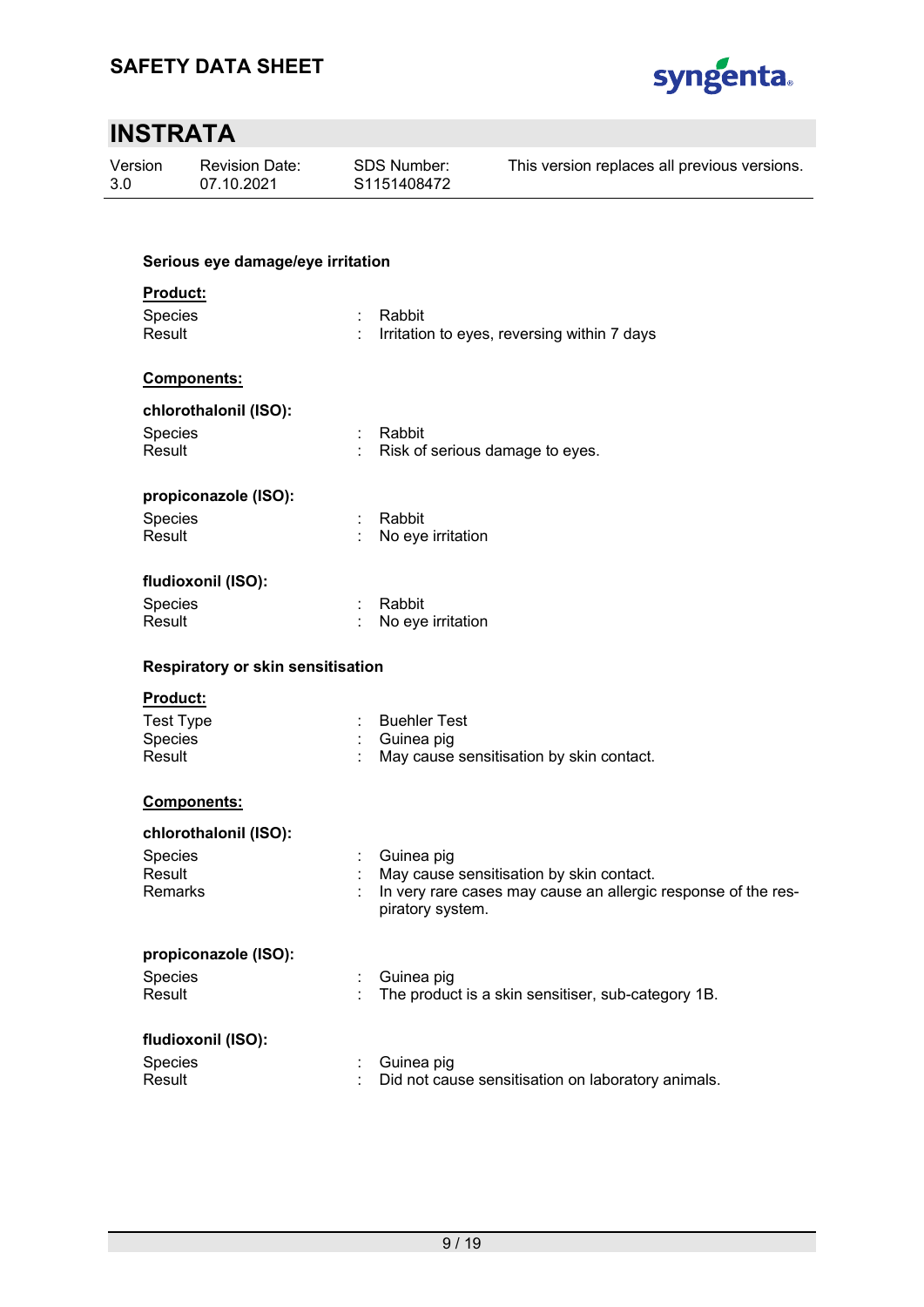**Serious eye damage/eye irritation**

**Product:**

| | | |
|---|---|---|
| Species | : | Rabbit |
| Result | : | Irritation to eyes, reversing within 7 days |

**Components:**

**chlorothalonil (ISO):**

| | | |
|---|---|---|
| Species | : | Rabbit |
| Result | : | Risk of serious damage to eyes. |

**propiconazole (ISO):**

| | | |
|---|---|---|
| Species | : | Rabbit |
| Result | : | No eye irritation |

**fludioxonil (ISO):**

| | | |
|---|---|---|
| Species | : | Rabbit |
| Result | : | No eye irritation |

**Respiratory or skin sensitisation**

**Product:**

| | | |
|---|---|---|
| Test Type | : | Buehler Test |
| Species | : | Guinea pig |
| Result | : | May cause sensitisation by skin contact. |

**Components:**

**chlorothalonil (ISO):**

| | | |
|---|---|---|
| Species | : | Guinea pig |
| Result | : | May cause sensitisation by skin contact. |
| Remarks | : | In very rare cases may cause an allergic response of the respiratory system. |

**propiconazole (ISO):**

| | | |
|---|---|---|
| Species | : | Guinea pig |
| Result | : | The product is a skin sensitiser, sub-category 1B. |

**fludioxonil (ISO):**

| | | |
|---|---|---|
| Species | : | Guinea pig |
| Result | : | Did not cause sensitisation on laboratory animals. |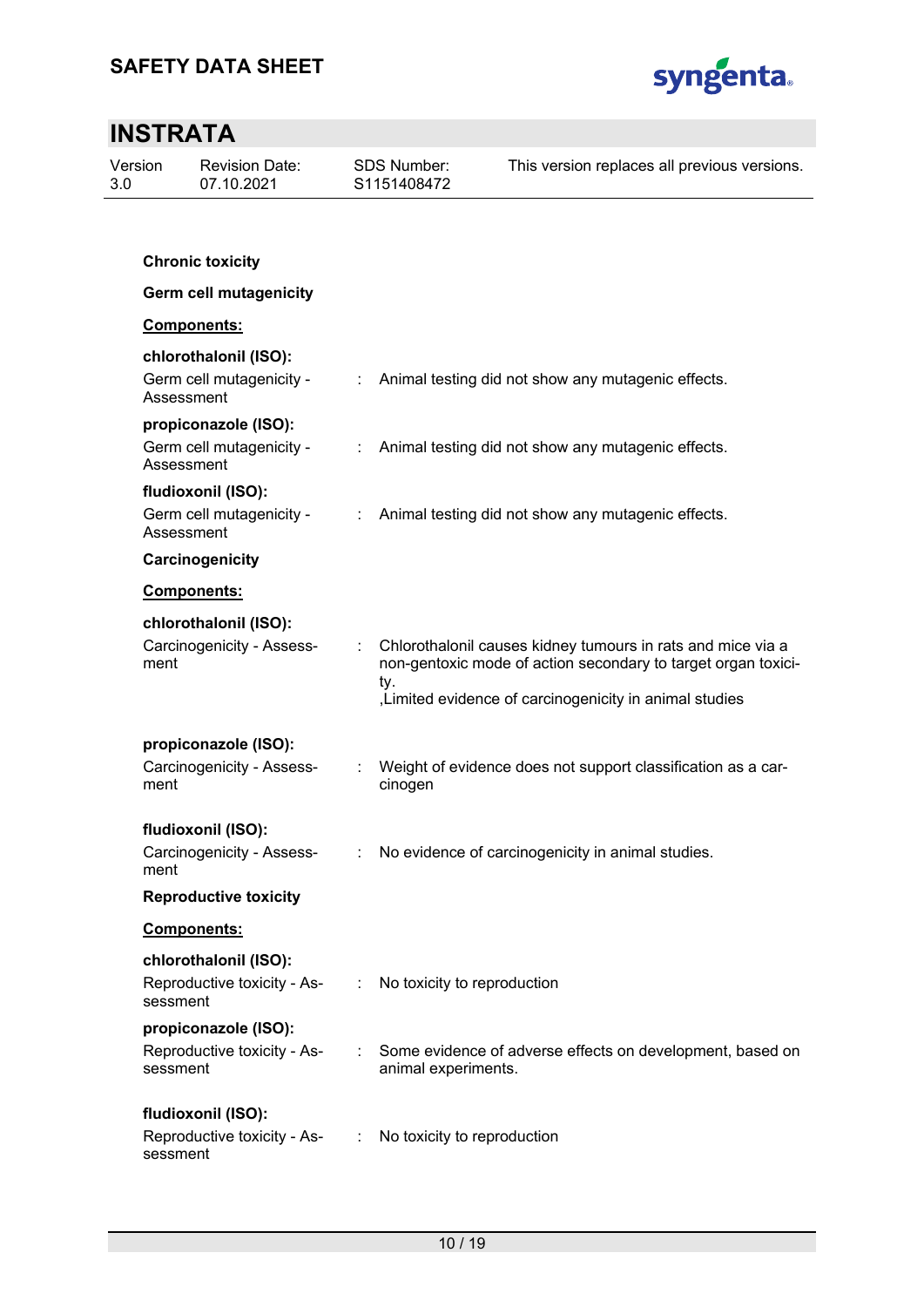**Chronic toxicity**

**Germ cell mutagenicity**

**Components:**

**chlorothalonil (ISO):**

Germ cell mutagenicity - Assessment : Animal testing did not show any mutagenic effects.

**propiconazole (ISO):**

Germ cell mutagenicity - Assessment : Animal testing did not show any mutagenic effects.

**fludioxonil (ISO):**

Germ cell mutagenicity - Assessment : Animal testing did not show any mutagenic effects.

**Carcinogenicity**

**Components:**

**chlorothalonil (ISO):**

Carcinogenicity - Assessment : Chlorothalonil causes kidney tumours in rats and mice via a non-gentoxic mode of action secondary to target organ toxicity.
,Limited evidence of carcinogenicity in animal studies

**propiconazole (ISO):**

Carcinogenicity - Assessment : Weight of evidence does not support classification as a carcinogen

**fludioxonil (ISO):**

Carcinogenicity - Assessment : No evidence of carcinogenicity in animal studies.

**Reproductive toxicity**

**Components:**

**chlorothalonil (ISO):**

Reproductive toxicity - Assessment : No toxicity to reproduction

**propiconazole (ISO):**

Reproductive toxicity - Assessment : Some evidence of adverse effects on development, based on animal experiments.

**fludioxonil (ISO):**

Reproductive toxicity - Assessment : No toxicity to reproduction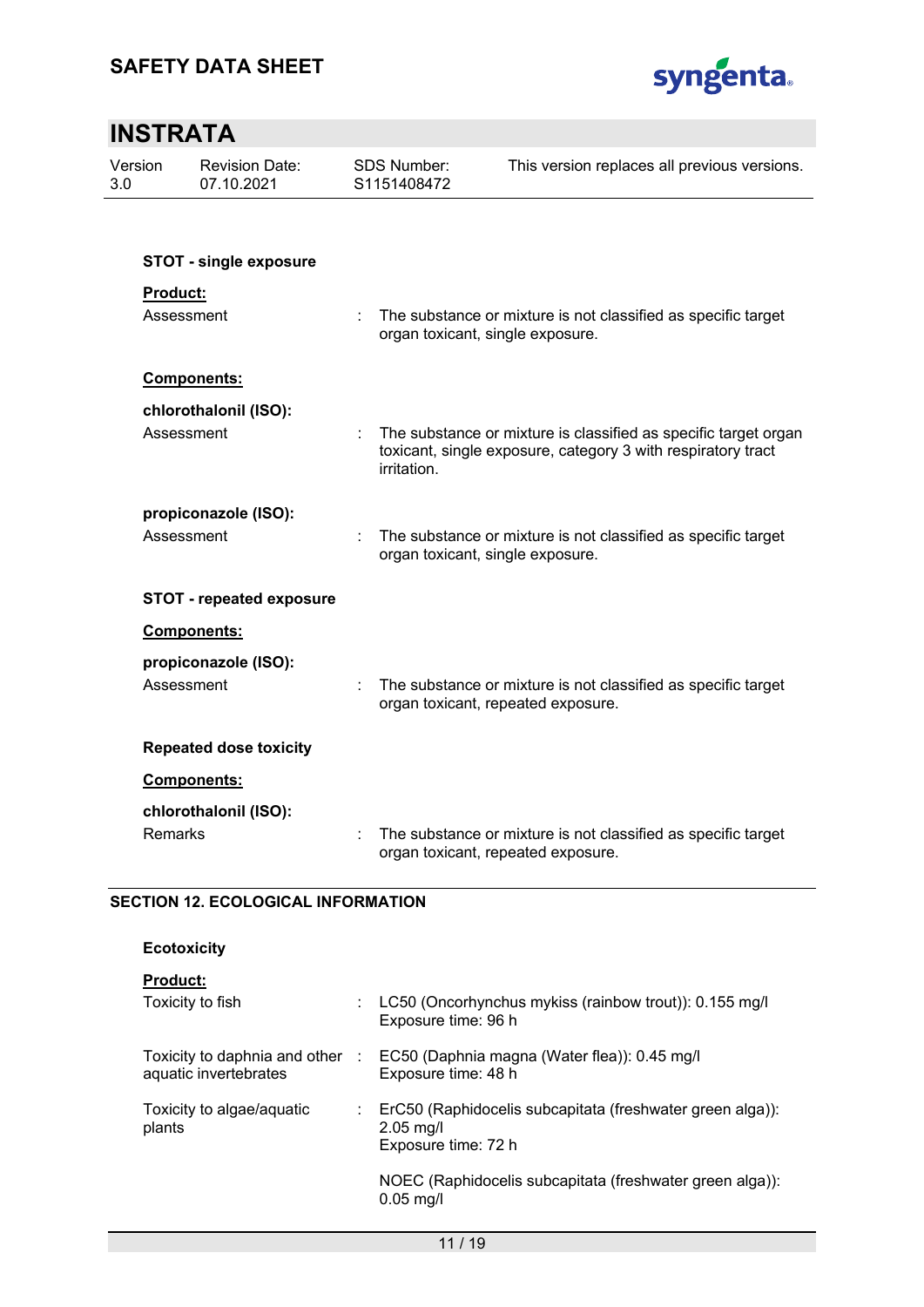**STOT - single exposure**

**Product:**

Assessment : The substance or mixture is not classified as specific target organ toxicant, single exposure.

**Components:**

**chlorothalonil (ISO):**

Assessment : The substance or mixture is classified as specific target organ toxicant, single exposure, category 3 with respiratory tract irritation.

**propiconazole (ISO):**

Assessment : The substance or mixture is not classified as specific target organ toxicant, single exposure.

**STOT - repeated exposure**

**Components:**

**propiconazole (ISO):**

Assessment : The substance or mixture is not classified as specific target organ toxicant, repeated exposure.

**Repeated dose toxicity**

**Components:**

**chlorothalonil (ISO):**

Remarks : The substance or mixture is not classified as specific target organ toxicant, repeated exposure.

## SECTION 12. ECOLOGICAL INFORMATION

**Ecotoxicity**

**Product:**

Toxicity to fish : LC50 (Oncorhynchus mykiss (rainbow trout)): 0.155 mg/l
Exposure time: 96 h

Toxicity to daphnia and other aquatic invertebrates : EC50 (Daphnia magna (Water flea)): 0.45 mg/l
Exposure time: 48 h

Toxicity to algae/aquatic plants : ErC50 (Raphidocelis subcapitata (freshwater green alga)): 2.05 mg/l
Exposure time: 72 h

NOEC (Raphidocelis subcapitata (freshwater green alga)): 0.05 mg/l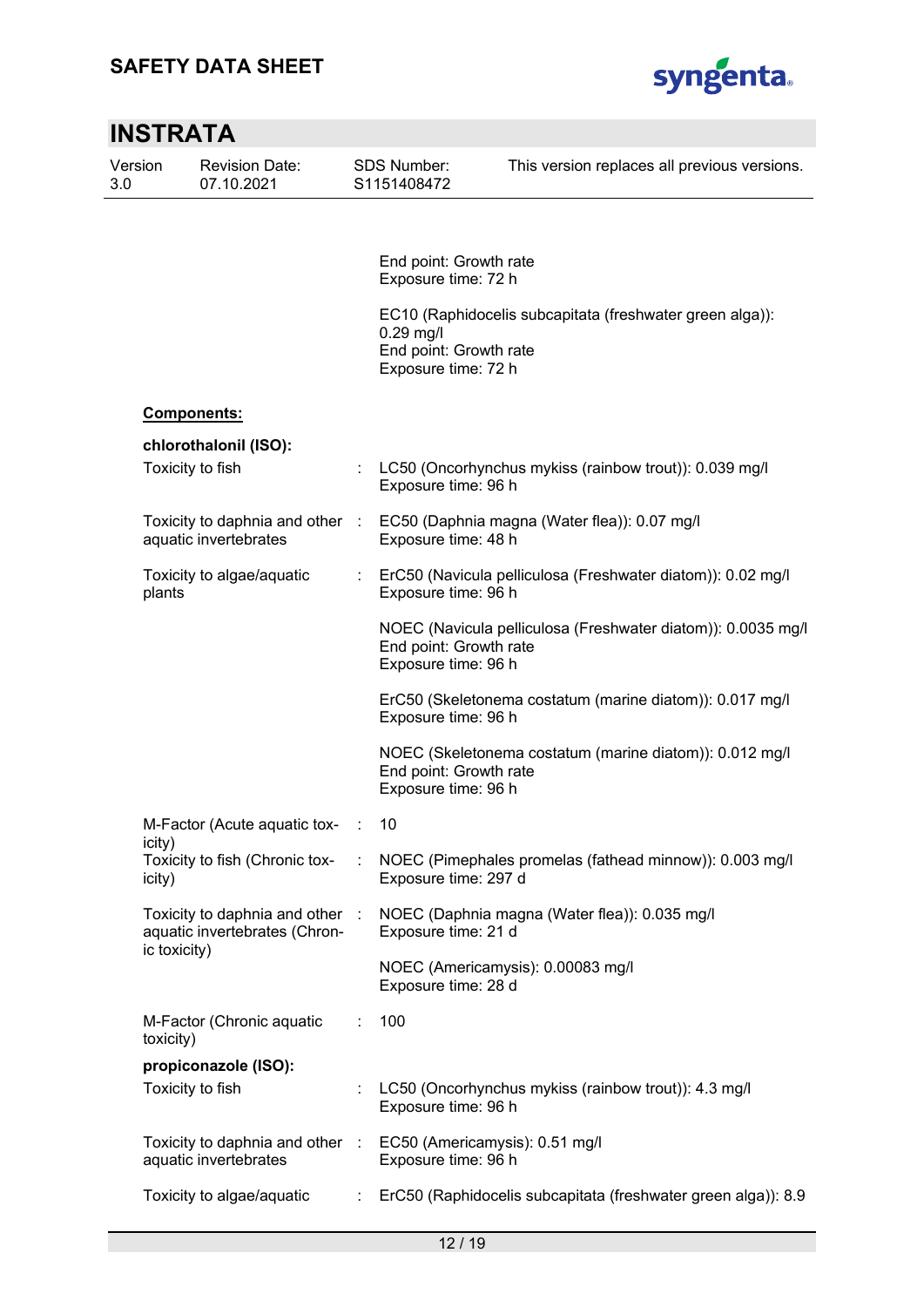End point: Growth rate
Exposure time: 72 h

EC10 (Raphidocelis subcapitata (freshwater green alga)): 0.29 mg/l
End point: Growth rate
Exposure time: 72 h

**Components:**

**chlorothalonil (ISO):**

Toxicity to fish : LC50 (Oncorhynchus mykiss (rainbow trout)): 0.039 mg/l
Exposure time: 96 h

Toxicity to daphnia and other aquatic invertebrates : EC50 (Daphnia magna (Water flea)): 0.07 mg/l
Exposure time: 48 h

Toxicity to algae/aquatic plants : ErC50 (Navicula pelliculosa (Freshwater diatom)): 0.02 mg/l
Exposure time: 96 h

NOEC (Navicula pelliculosa (Freshwater diatom)): 0.0035 mg/l
End point: Growth rate
Exposure time: 96 h

ErC50 (Skeletonema costatum (marine diatom)): 0.017 mg/l
Exposure time: 96 h

NOEC (Skeletonema costatum (marine diatom)): 0.012 mg/l
End point: Growth rate
Exposure time: 96 h

M-Factor (Acute aquatic toxicity) : 10

Toxicity to fish (Chronic toxicity) : NOEC (Pimephales promelas (fathead minnow)): 0.003 mg/l
Exposure time: 297 d

Toxicity to daphnia and other aquatic invertebrates (Chronic toxicity) : NOEC (Daphnia magna (Water flea)): 0.035 mg/l
Exposure time: 21 d

NOEC (Americamysis): 0.00083 mg/l
Exposure time: 28 d

M-Factor (Chronic aquatic toxicity) : 100

**propiconazole (ISO):**

Toxicity to fish : LC50 (Oncorhynchus mykiss (rainbow trout)): 4.3 mg/l
Exposure time: 96 h

Toxicity to daphnia and other aquatic invertebrates : EC50 (Americamysis): 0.51 mg/l
Exposure time: 96 h

Toxicity to algae/aquatic : ErC50 (Raphidocelis subcapitata (freshwater green alga)): 8.9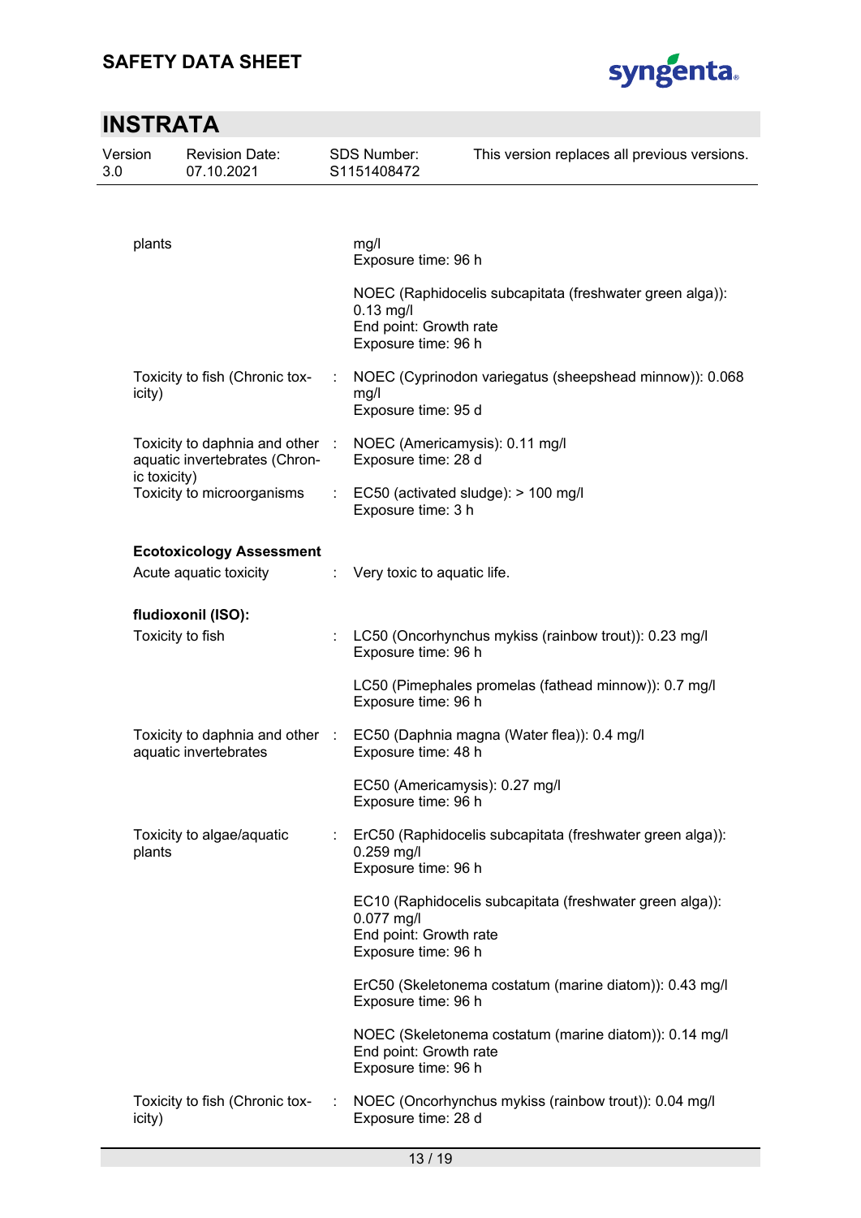| | | |
|---|---|---|
| plants | | mg/l<br>Exposure time: 96 h |
| | | NOEC (Raphidocelis subcapitata (freshwater green alga)): 0.13 mg/l<br>End point: Growth rate<br>Exposure time: 96 h |
| Toxicity to fish (Chronic toxicity) | : | NOEC (Cyprinodon variegatus (sheepshead minnow)): 0.068 mg/l<br>Exposure time: 95 d |
| Toxicity to daphnia and other aquatic invertebrates (Chronic toxicity) | : | NOEC (Americamysis): 0.11 mg/l<br>Exposure time: 28 d |
| Toxicity to microorganisms | : | EC50 (activated sludge): > 100 mg/l<br>Exposure time: 3 h |

**Ecotoxicology Assessment**

| | | |
|---|---|---|
| Acute aquatic toxicity | : | Very toxic to aquatic life. |

**fludioxonil (ISO):**

| | | |
|---|---|---|
| Toxicity to fish | : | LC50 (Oncorhynchus mykiss (rainbow trout)): 0.23 mg/l<br>Exposure time: 96 h |
| | | LC50 (Pimephales promelas (fathead minnow)): 0.7 mg/l<br>Exposure time: 96 h |
| Toxicity to daphnia and other aquatic invertebrates | : | EC50 (Daphnia magna (Water flea)): 0.4 mg/l<br>Exposure time: 48 h |
| | | EC50 (Americamysis): 0.27 mg/l<br>Exposure time: 96 h |
| Toxicity to algae/aquatic plants | : | ErC50 (Raphidocelis subcapitata (freshwater green alga)): 0.259 mg/l<br>Exposure time: 96 h |
| | | EC10 (Raphidocelis subcapitata (freshwater green alga)): 0.077 mg/l<br>End point: Growth rate<br>Exposure time: 96 h |
| | | ErC50 (Skeletonema costatum (marine diatom)): 0.43 mg/l<br>Exposure time: 96 h |
| | | NOEC (Skeletonema costatum (marine diatom)): 0.14 mg/l<br>End point: Growth rate<br>Exposure time: 96 h |
| Toxicity to fish (Chronic toxicity) | : | NOEC (Oncorhynchus mykiss (rainbow trout)): 0.04 mg/l<br>Exposure time: 28 d |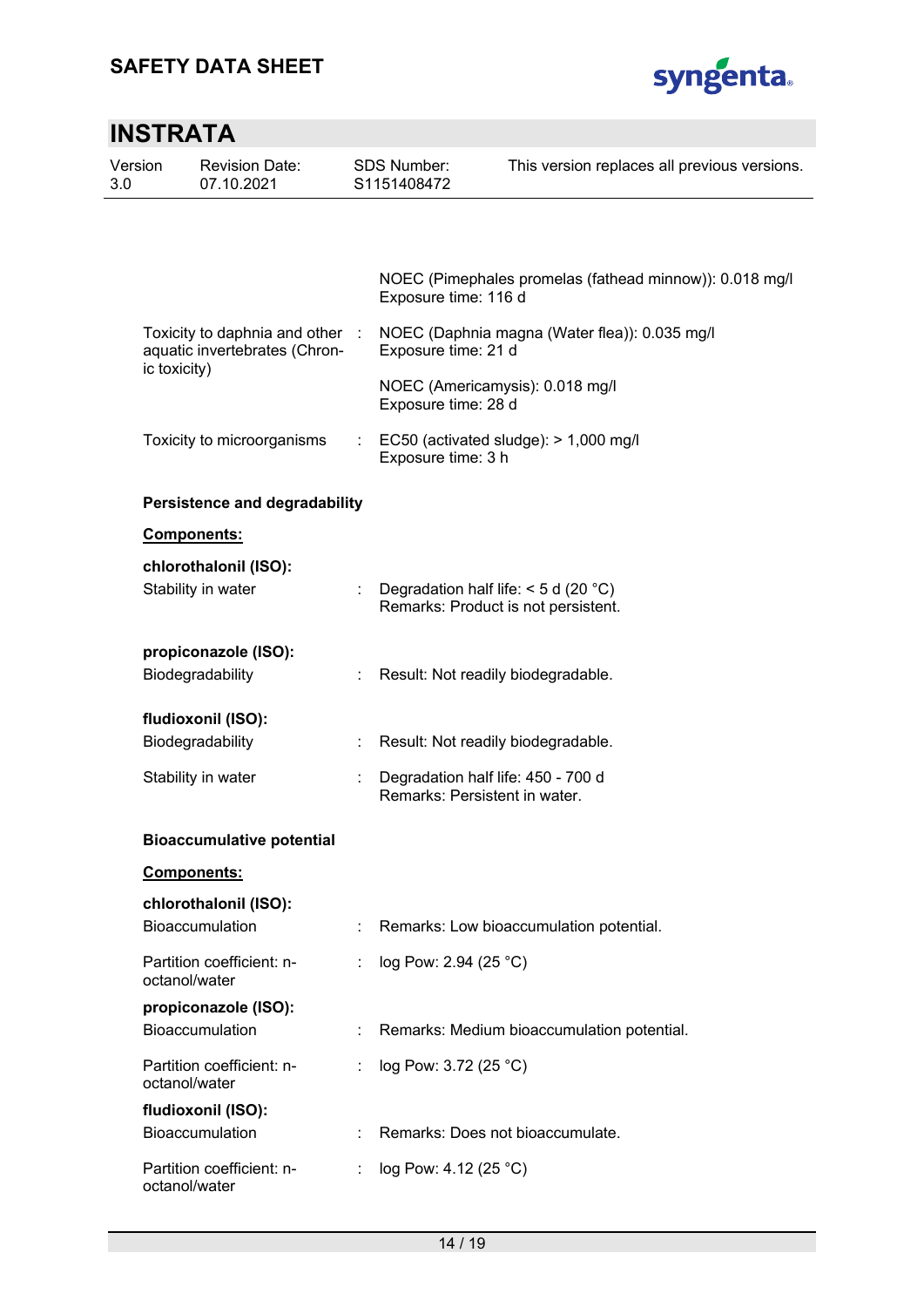NOEC (Pimephales promelas (fathead minnow)): 0.018 mg/l
Exposure time: 116 d

Toxicity to daphnia and other aquatic invertebrates (Chronic toxicity) : NOEC (Daphnia magna (Water flea)): 0.035 mg/l
Exposure time: 21 d

NOEC (Americamysis): 0.018 mg/l
Exposure time: 28 d

Toxicity to microorganisms : EC50 (activated sludge): > 1,000 mg/l
Exposure time: 3 h

**Persistence and degradability**

**Components:**

**chlorothalonil (ISO):**

Stability in water : Degradation half life: < 5 d (20 °C)
Remarks: Product is not persistent.

**propiconazole (ISO):**

Biodegradability : Result: Not readily biodegradable.

**fludioxonil (ISO):**

Biodegradability : Result: Not readily biodegradable.

Stability in water : Degradation half life: 450 - 700 d
Remarks: Persistent in water.

**Bioaccumulative potential**

**Components:**

**chlorothalonil (ISO):**

Bioaccumulation : Remarks: Low bioaccumulation potential.

Partition coefficient: n-octanol/water : log Pow: 2.94 (25 °C)

**propiconazole (ISO):**

Bioaccumulation : Remarks: Medium bioaccumulation potential.

Partition coefficient: n-octanol/water : log Pow: 3.72 (25 °C)

**fludioxonil (ISO):**

Bioaccumulation : Remarks: Does not bioaccumulate.

Partition coefficient: n-octanol/water : log Pow: 4.12 (25 °C)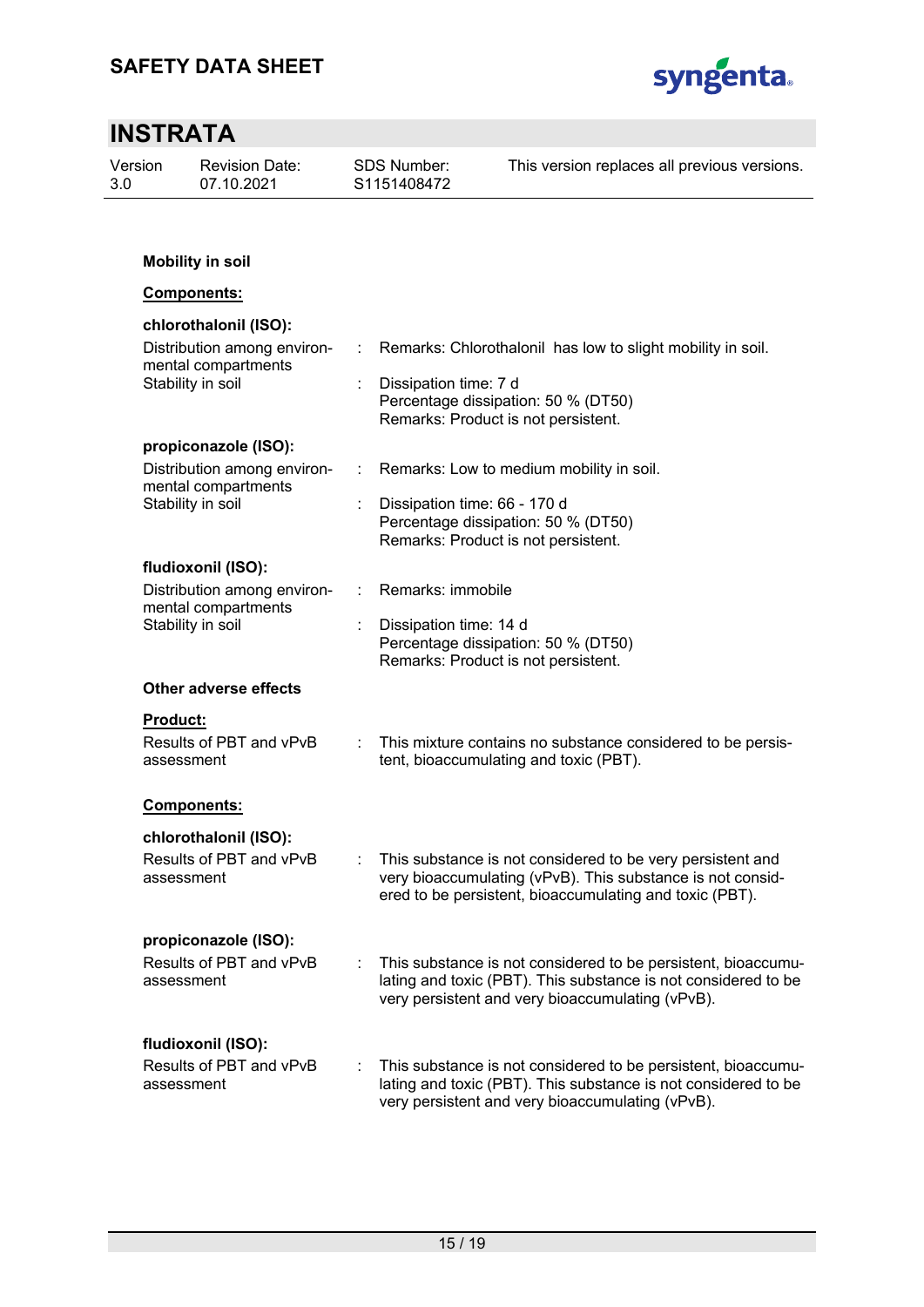**Mobility in soil**

**Components:**

**chlorothalonil (ISO):**

| | | |
|---|---|---|
| Distribution among environmental compartments | : | Remarks: Chlorothalonil has low to slight mobility in soil. |
| Stability in soil | : | Dissipation time: 7 d<br>Percentage dissipation: 50 % (DT50)<br>Remarks: Product is not persistent. |

**propiconazole (ISO):**

| | | |
|---|---|---|
| Distribution among environmental compartments | : | Remarks: Low to medium mobility in soil. |
| Stability in soil | : | Dissipation time: 66 - 170 d<br>Percentage dissipation: 50 % (DT50)<br>Remarks: Product is not persistent. |

**fludioxonil (ISO):**

| | | |
|---|---|---|
| Distribution among environmental compartments | : | Remarks: immobile |
| Stability in soil | : | Dissipation time: 14 d<br>Percentage dissipation: 50 % (DT50)<br>Remarks: Product is not persistent. |

**Other adverse effects**

**Product:**

| | | |
|---|---|---|
| Results of PBT and vPvB assessment | : | This mixture contains no substance considered to be persistent, bioaccumulating and toxic (PBT). |

**Components:**

**chlorothalonil (ISO):**

| | | |
|---|---|---|
| Results of PBT and vPvB assessment | : | This substance is not considered to be very persistent and very bioaccumulating (vPvB). This substance is not considered to be persistent, bioaccumulating and toxic (PBT). |

**propiconazole (ISO):**

| | | |
|---|---|---|
| Results of PBT and vPvB assessment | : | This substance is not considered to be persistent, bioaccumulating and toxic (PBT). This substance is not considered to be very persistent and very bioaccumulating (vPvB). |

**fludioxonil (ISO):**

| | | |
|---|---|---|
| Results of PBT and vPvB assessment | : | This substance is not considered to be persistent, bioaccumulating and toxic (PBT). This substance is not considered to be very persistent and very bioaccumulating (vPvB). |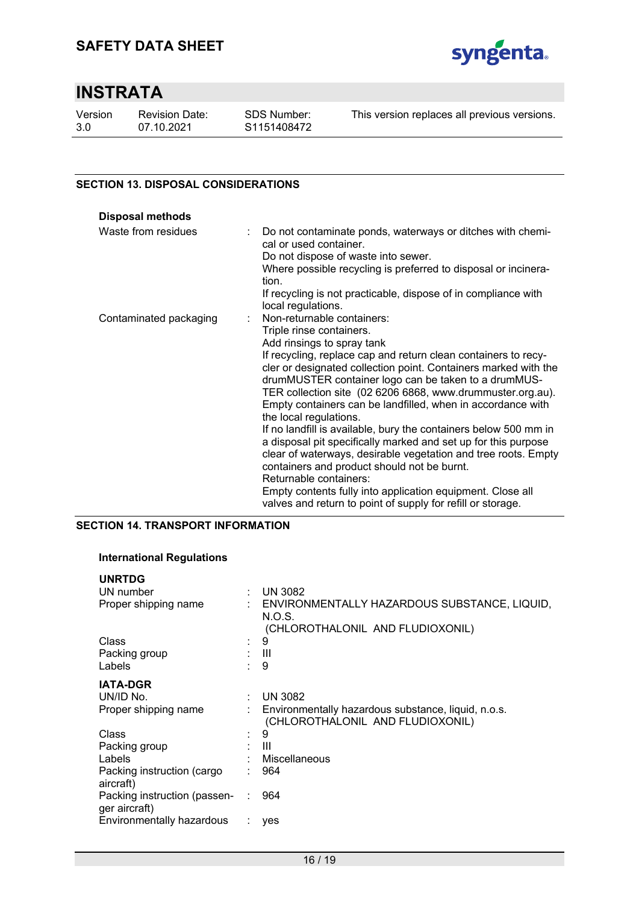## SECTION 13. DISPOSAL CONSIDERATIONS

**Disposal methods**

| | |
|---|---|
| Waste from residues | Do not contaminate ponds, waterways or ditches with chemical or used container.<br>Do not dispose of waste into sewer.<br>Where possible recycling is preferred to disposal or incineration.<br>If recycling is not practicable, dispose of in compliance with local regulations. |
| Contaminated packaging | Non-returnable containers:<br>Triple rinse containers.<br>Add rinsings to spray tank<br>If recycling, replace cap and return clean containers to recycler or designated collection point. Containers marked with the drumMUSTER container logo can be taken to a drumMUSTER collection site (02 6206 6868, www.drummuster.org.au).<br>Empty containers can be landfilled, when in accordance with the local regulations.<br>If no landfill is available, bury the containers below 500 mm in a disposal pit specifically marked and set up for this purpose clear of waterways, desirable vegetation and tree roots. Empty containers and product should not be burnt.<br>Returnable containers:<br>Empty contents fully into application equipment. Close all valves and return to point of supply for refill or storage. |

## SECTION 14. TRANSPORT INFORMATION

**International Regulations**

**UNRTDG**

| | |
|---|---|
| UN number | UN 3082 |
| Proper shipping name | ENVIRONMENTALLY HAZARDOUS SUBSTANCE, LIQUID, N.O.S.<br>(CHLOROTHALONIL AND FLUDIOXONIL) |
| Class | 9 |
| Packing group | III |
| Labels | 9 |

**IATA-DGR**

| | |
|---|---|
| UN/ID No. | UN 3082 |
| Proper shipping name | Environmentally hazardous substance, liquid, n.o.s.<br>(CHLOROTHALONIL AND FLUDIOXONIL) |
| Class | 9 |
| Packing group | III |
| Labels | Miscellaneous |
| Packing instruction (cargo aircraft) | 964 |
| Packing instruction (passenger aircraft) | 964 |
| Environmentally hazardous | yes |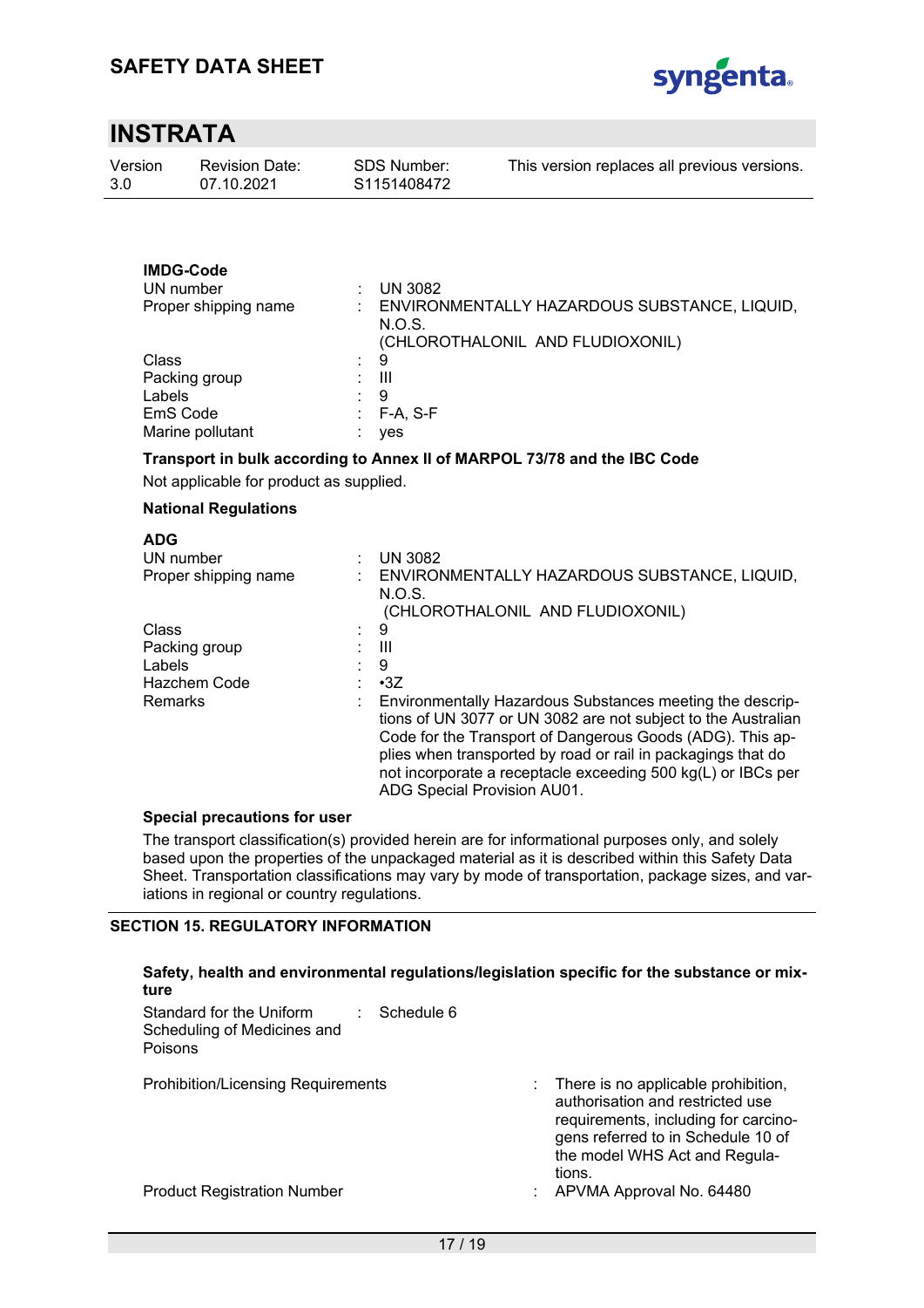**IMDG-Code**

| | | |
|---|---|---|
| UN number | : | UN 3082 |
| Proper shipping name | : | ENVIRONMENTALLY HAZARDOUS SUBSTANCE, LIQUID, N.O.S. (CHLOROTHALONIL AND FLUDIOXONIL) |
| Class | : | 9 |
| Packing group | : | III |
| Labels | : | 9 |
| EmS Code | : | F-A, S-F |
| Marine pollutant | : | yes |

**Transport in bulk according to Annex II of MARPOL 73/78 and the IBC Code**

Not applicable for product as supplied.

**National Regulations**

**ADG**

| | | |
|---|---|---|
| UN number | : | UN 3082 |
| Proper shipping name | : | ENVIRONMENTALLY HAZARDOUS SUBSTANCE, LIQUID, N.O.S. (CHLOROTHALONIL AND FLUDIOXONIL) |
| Class | : | 9 |
| Packing group | : | III |
| Labels | : | 9 |
| Hazchem Code | : | •3Z |
| Remarks | : | Environmentally Hazardous Substances meeting the descriptions of UN 3077 or UN 3082 are not subject to the Australian Code for the Transport of Dangerous Goods (ADG). This applies when transported by road or rail in packagings that do not incorporate a receptacle exceeding 500 kg(L) or IBCs per ADG Special Provision AU01. |

**Special precautions for user**

The transport classification(s) provided herein are for informational purposes only, and solely based upon the properties of the unpackaged material as it is described within this Safety Data Sheet. Transportation classifications may vary by mode of transportation, package sizes, and variations in regional or country regulations.

## SECTION 15. REGULATORY INFORMATION

**Safety, health and environmental regulations/legislation specific for the substance or mixture**

| | | |
|---|---|---|
| Standard for the Uniform Scheduling of Medicines and Poisons | : | Schedule 6 |
| Prohibition/Licensing Requirements | : | There is no applicable prohibition, authorisation and restricted use requirements, including for carcinogens referred to in Schedule 10 of the model WHS Act and Regulations. |
| Product Registration Number | : | APVMA Approval No. 64480 |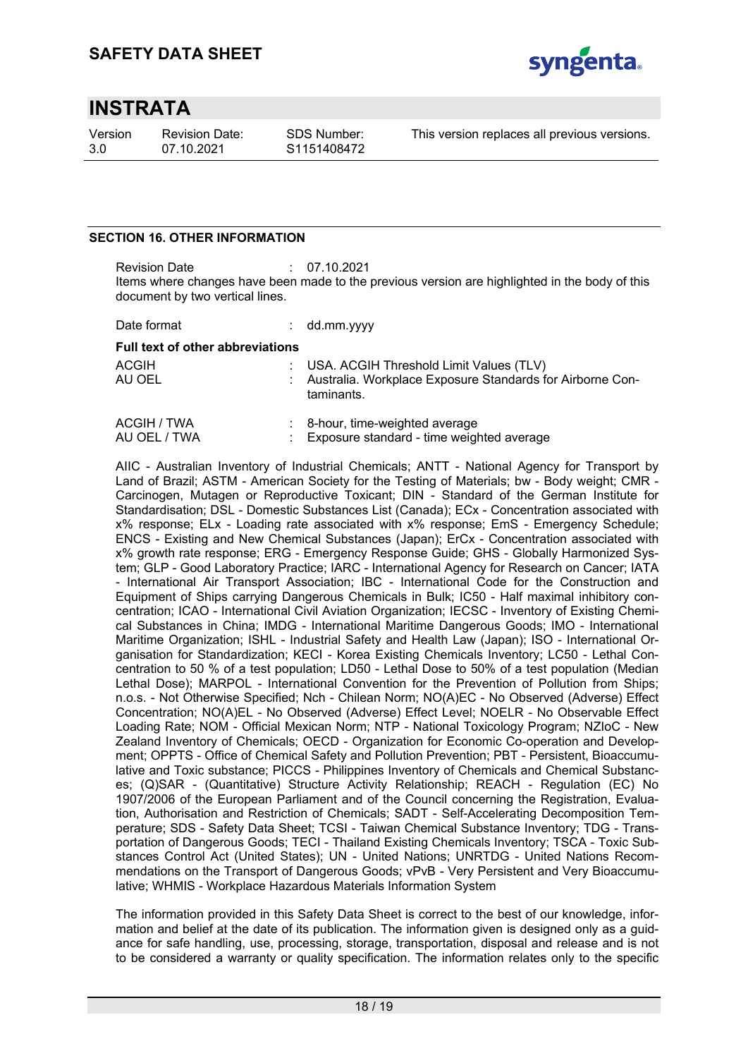## SECTION 16. OTHER INFORMATION

Revision Date : 07.10.2021

Items where changes have been made to the previous version are highlighted in the body of this document by two vertical lines.

Date format : dd.mm.yyyy

**Full text of other abbreviations**

| | |
|---|---|
| ACGIH | : USA. ACGIH Threshold Limit Values (TLV) |
| AU OEL | : Australia. Workplace Exposure Standards for Airborne Contaminants. |
| ACGIH / TWA | : 8-hour, time-weighted average |
| AU OEL / TWA | : Exposure standard - time weighted average |

AIIC - Australian Inventory of Industrial Chemicals; ANTT - National Agency for Transport by Land of Brazil; ASTM - American Society for the Testing of Materials; bw - Body weight; CMR - Carcinogen, Mutagen or Reproductive Toxicant; DIN - Standard of the German Institute for Standardisation; DSL - Domestic Substances List (Canada); ECx - Concentration associated with x% response; ELx - Loading rate associated with x% response; EmS - Emergency Schedule; ENCS - Existing and New Chemical Substances (Japan); ErCx - Concentration associated with x% growth rate response; ERG - Emergency Response Guide; GHS - Globally Harmonized System; GLP - Good Laboratory Practice; IARC - International Agency for Research on Cancer; IATA - International Air Transport Association; IBC - International Code for the Construction and Equipment of Ships carrying Dangerous Chemicals in Bulk; IC50 - Half maximal inhibitory concentration; ICAO - International Civil Aviation Organization; IECSC - Inventory of Existing Chemical Substances in China; IMDG - International Maritime Dangerous Goods; IMO - International Maritime Organization; ISHL - Industrial Safety and Health Law (Japan); ISO - International Organisation for Standardization; KECI - Korea Existing Chemicals Inventory; LC50 - Lethal Concentration to 50 % of a test population; LD50 - Lethal Dose to 50% of a test population (Median Lethal Dose); MARPOL - International Convention for the Prevention of Pollution from Ships; n.o.s. - Not Otherwise Specified; Nch - Chilean Norm; NO(A)EC - No Observed (Adverse) Effect Concentration; NO(A)EL - No Observed (Adverse) Effect Level; NOELR - No Observable Effect Loading Rate; NOM - Official Mexican Norm; NTP - National Toxicology Program; NZIoC - New Zealand Inventory of Chemicals; OECD - Organization for Economic Co-operation and Development; OPPTS - Office of Chemical Safety and Pollution Prevention; PBT - Persistent, Bioaccumulative and Toxic substance; PICCS - Philippines Inventory of Chemicals and Chemical Substances; (Q)SAR - (Quantitative) Structure Activity Relationship; REACH - Regulation (EC) No 1907/2006 of the European Parliament and of the Council concerning the Registration, Evaluation, Authorisation and Restriction of Chemicals; SADT - Self-Accelerating Decomposition Temperature; SDS - Safety Data Sheet; TCSI - Taiwan Chemical Substance Inventory; TDG - Transportation of Dangerous Goods; TECI - Thailand Existing Chemicals Inventory; TSCA - Toxic Substances Control Act (United States); UN - United Nations; UNRTDG - United Nations Recommendations on the Transport of Dangerous Goods; vPvB - Very Persistent and Very Bioaccumulative; WHMIS - Workplace Hazardous Materials Information System

The information provided in this Safety Data Sheet is correct to the best of our knowledge, information and belief at the date of its publication. The information given is designed only as a guidance for safe handling, use, processing, storage, transportation, disposal and release and is not to be considered a warranty or quality specification. The information relates only to the specific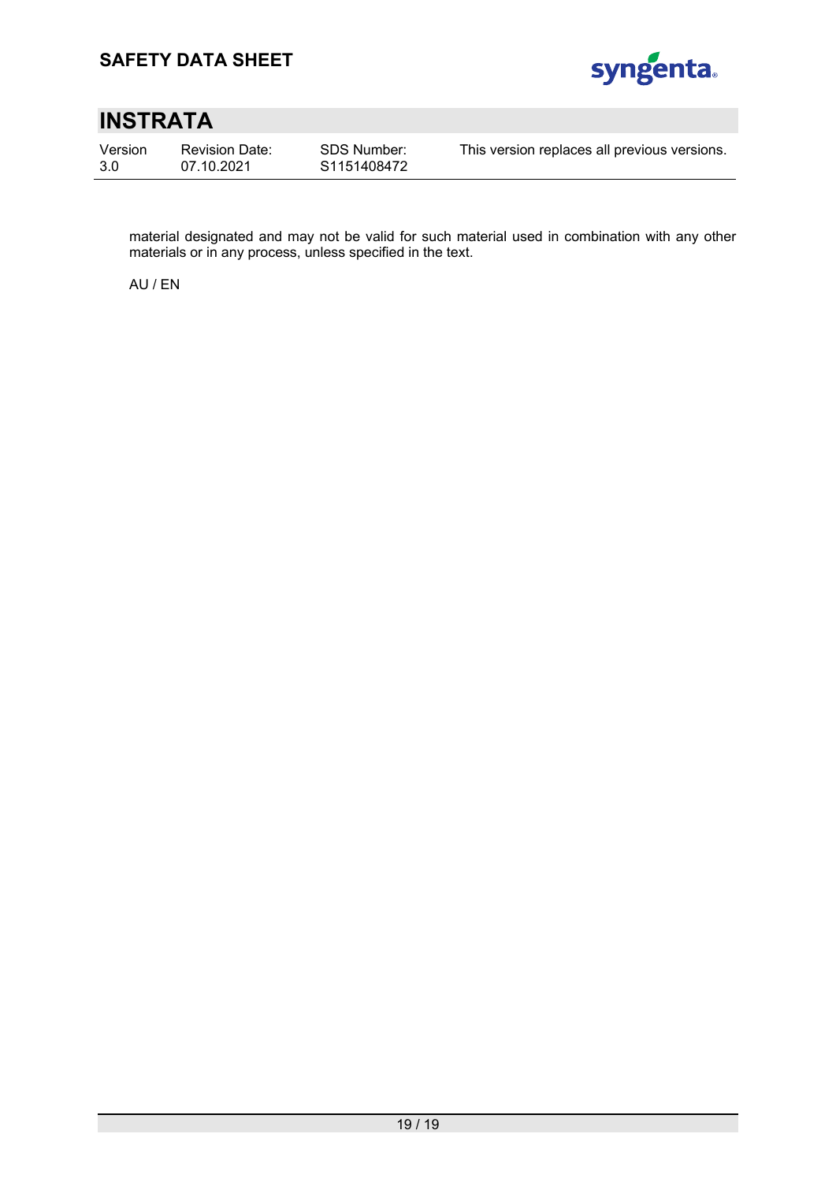material designated and may not be valid for such material used in combination with any other materials or in any process, unless specified in the text.

AU / EN